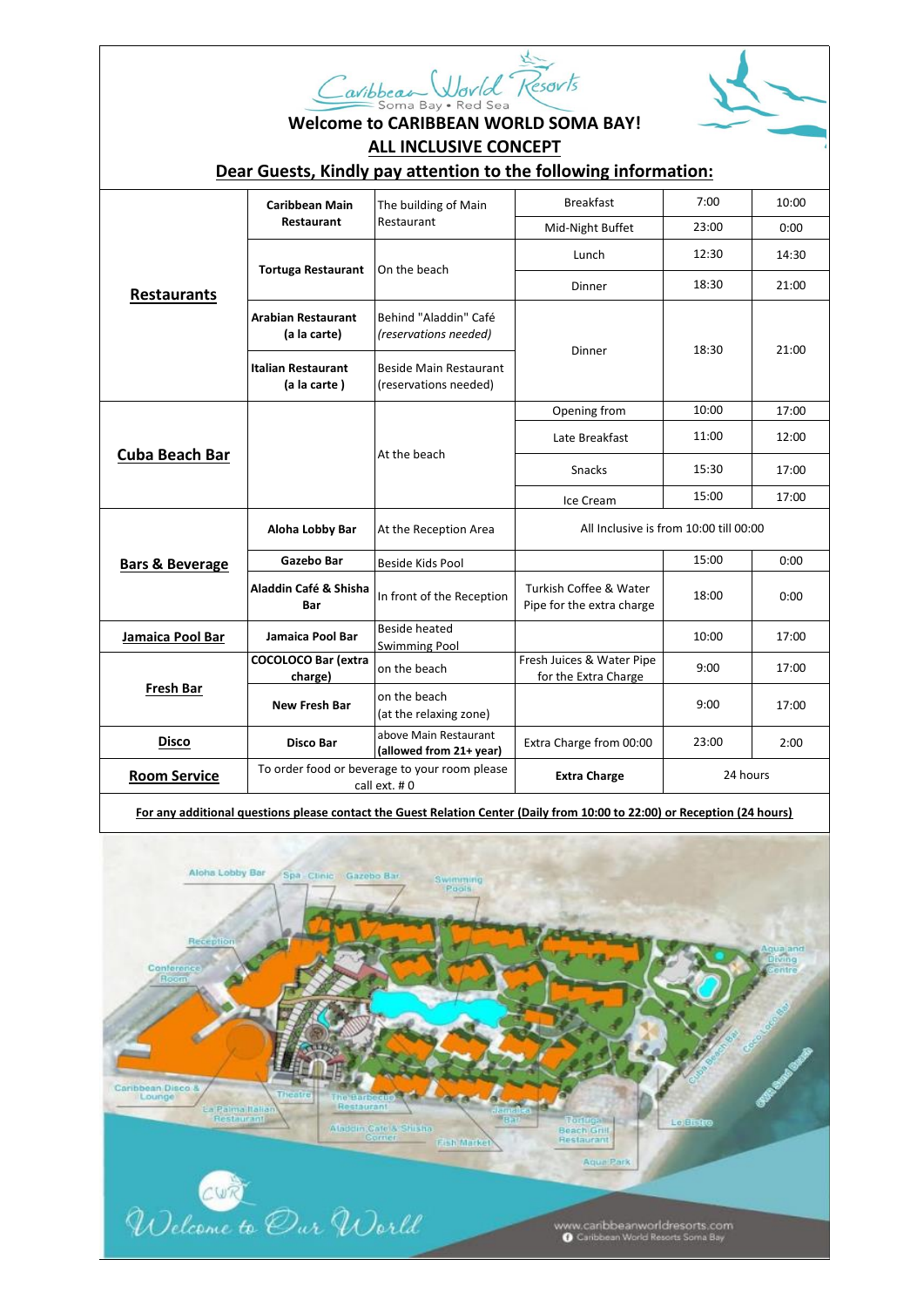Caribbean World Resorts
Soma Bay • Red Sea

# Welcome to CARIBBEAN WORLD SOMA BAY!

## ALL INCLUSIVE CONCEPT

## Dear Guests, Kindly pay attention to the following information:

| Category | Venue | Location | Service | From | Till |
|---|---|---|---|---|---|
| **Restaurants** | **Caribbean Main Restaurant** | The building of Main Restaurant | Breakfast | 7:00 | 10:00 |
| | | | Mid-Night Buffet | 23:00 | 0:00 |
| | **Tortuga Restaurant** | On the beach | Lunch | 12:30 | 14:30 |
| | | | Dinner | 18:30 | 21:00 |
| | **Arabian Restaurant (a la carte)** | Behind "Aladdin" Café *(reservations needed)* | Dinner | 18:30 | 21:00 |
| | **Italian Restaurant (a la carte )** | Beside Main Restaurant (reservations needed) | | | |
| **Cuba Beach Bar** | | At the beach | Opening from | 10:00 | 17:00 |
| | | | Late Breakfast | 11:00 | 12:00 |
| | | | Snacks | 15:30 | 17:00 |
| | | | Ice Cream | 15:00 | 17:00 |
| **Bars & Beverage** | **Aloha Lobby Bar** | At the Reception Area | All Inclusive is from 10:00 till 00:00 | | |
| | **Gazebo Bar** | Beside Kids Pool | | 15:00 | 0:00 |
| | **Aladdin Café & Shisha Bar** | In front of the Reception | Turkish Coffee & Water Pipe for the extra charge | 18:00 | 0:00 |
| **Jamaica Pool Bar** | **Jamaica Pool Bar** | Beside heated Swimming Pool | | 10:00 | 17:00 |
| **Fresh Bar** | **COCOLOCO Bar (extra charge)** | on the beach | Fresh Juices & Water Pipe for the Extra Charge | 9:00 | 17:00 |
| | **New Fresh Bar** | on the beach (at the relaxing zone) | | 9:00 | 17:00 |
| **Disco** | **Disco Bar** | above Main Restaurant **(allowed from 21+ year)** | Extra Charge from 00:00 | 23:00 | 2:00 |
| **Room Service** | To order food or beverage to your room please call ext. # 0 | | **Extra Charge** | 24 hours | |

**For any additional questions please contact the Guest Relation Center (Daily from 10:00 to 22:00) or Reception (24 hours)**

Welcome to Our World

www.caribbeanworldresorts.com
Caribbean World Resorts Soma Bay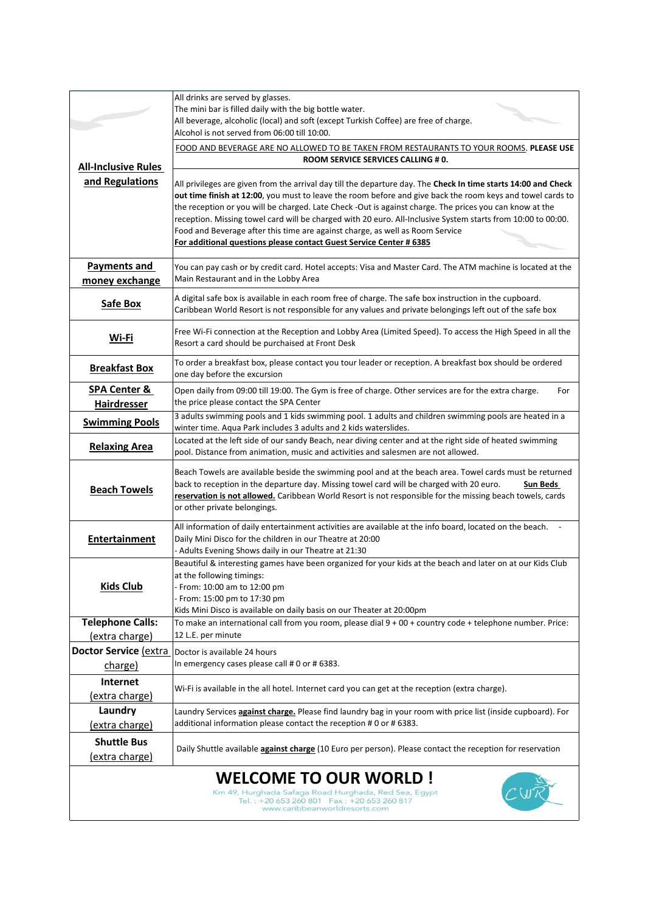| | |
|---|---|
| **All-Inclusive Rules and Regulations** | All drinks are served by glasses.<br>The mini bar is filled daily with the big bottle water.<br>All beverage, alcoholic (local) and soft (except Turkish Coffee) are free of charge.<br>Alcohol is not served from 06:00 till 10:00.<br><br>FOOD AND BEVERAGE ARE NO ALLOWED TO BE TAKEN FROM RESTAURANTS TO YOUR ROOMS. **PLEASE USE ROOM SERVICE SERVICES CALLING # 0.**<br><br>All privileges are given from the arrival day till the departure day. The **Check In time starts 14:00 and Check out time finish at 12:00**, you must to leave the room before and give back the room keys and towel cards to the reception or you will be charged. Late Check -Out is against charge. The prices you can know at the reception. Missing towel card will be charged with 20 euro. All-Inclusive System starts from 10:00 to 00:00. Food and Beverage after this time are against charge, as well as Room Service<br>**For additional questions please contact Guest Service Center # 6385** |
| **Payments and money exchange** | You can pay cash or by credit card. Hotel accepts: Visa and Master Card. The ATM machine is located at the Main Restaurant and in the Lobby Area |
| **Safe Box** | A digital safe box is available in each room free of charge. The safe box instruction in the cupboard. Caribbean World Resort is not responsible for any values and private belongings left out of the safe box |
| **Wi-Fi** | Free Wi-Fi connection at the Reception and Lobby Area (Limited Speed). To access the High Speed in all the Resort a card should be purchased at Front Desk |
| **Breakfast Box** | To order a breakfast box, please contact you tour leader or reception. A breakfast box should be ordered one day before the excursion |
| **SPA Center & Hairdresser** | Open daily from 09:00 till 19:00. The Gym is free of charge. Other services are for the extra charge. For the price please contact the SPA Center |
| **Swimming Pools** | 3 adults swimming pools and 1 kids swimming pool. 1 adults and children swimming pools are heated in a winter time. Aqua Park includes 3 adults and 2 kids waterslides. |
| **Relaxing Area** | Located at the left side of our sandy Beach, near diving center and at the right side of heated swimming pool. Distance from animation, music and activities and salesmen are not allowed. |
| **Beach Towels** | Beach Towels are available beside the swimming pool and at the beach area. Towel cards must be returned back to reception in the departure day. Missing towel card will be charged with 20 euro. **Sun Beds reservation is not allowed.** Caribbean World Resort is not responsible for the missing beach towels, cards or other private belongings. |
| **Entertainment** | All information of daily entertainment activities are available at the info board, located on the beach. -<br>Daily Mini Disco for the children in our Theatre at 20:00<br>- Adults Evening Shows daily in our Theatre at 21:30 |
| **Kids Club** | Beautiful & interesting games have been organized for your kids at the beach and later on at our Kids Club at the following timings:<br>- From: 10:00 am to 12:00 pm<br>- From: 15:00 pm to 17:30 pm<br>Kids Mini Disco is available on daily basis on our Theater at 20:00pm |
| **Telephone Calls:** (extra charge) | To make an international call from you room, please dial 9 + 00 + country code + telephone number. Price: 12 L.E. per minute |
| **Doctor Service** (extra charge) | Doctor is available 24 hours<br>In emergency cases please call # 0 or # 6383. |
| **Internet** (extra charge) | Wi-Fi is available in the all hotel. Internet card you can get at the reception (extra charge). |
| **Laundry** (extra charge) | Laundry Services **against charge.** Please find laundry bag in your room with price list (inside cupboard). For additional information please contact the reception # 0 or # 6383. |
| **Shuttle Bus** (extra charge) | Daily Shuttle available **against charge** (10 Euro per person). Please contact the reception for reservation |

# WELCOME TO OUR WORLD !

Km 49, Hurghada Safaga Road Hurghada, Red Sea, Egypt
Tel. : +20 653 260 801 Fax : +20 653 260 817
www.caribbeanworldresorts.com

CWR